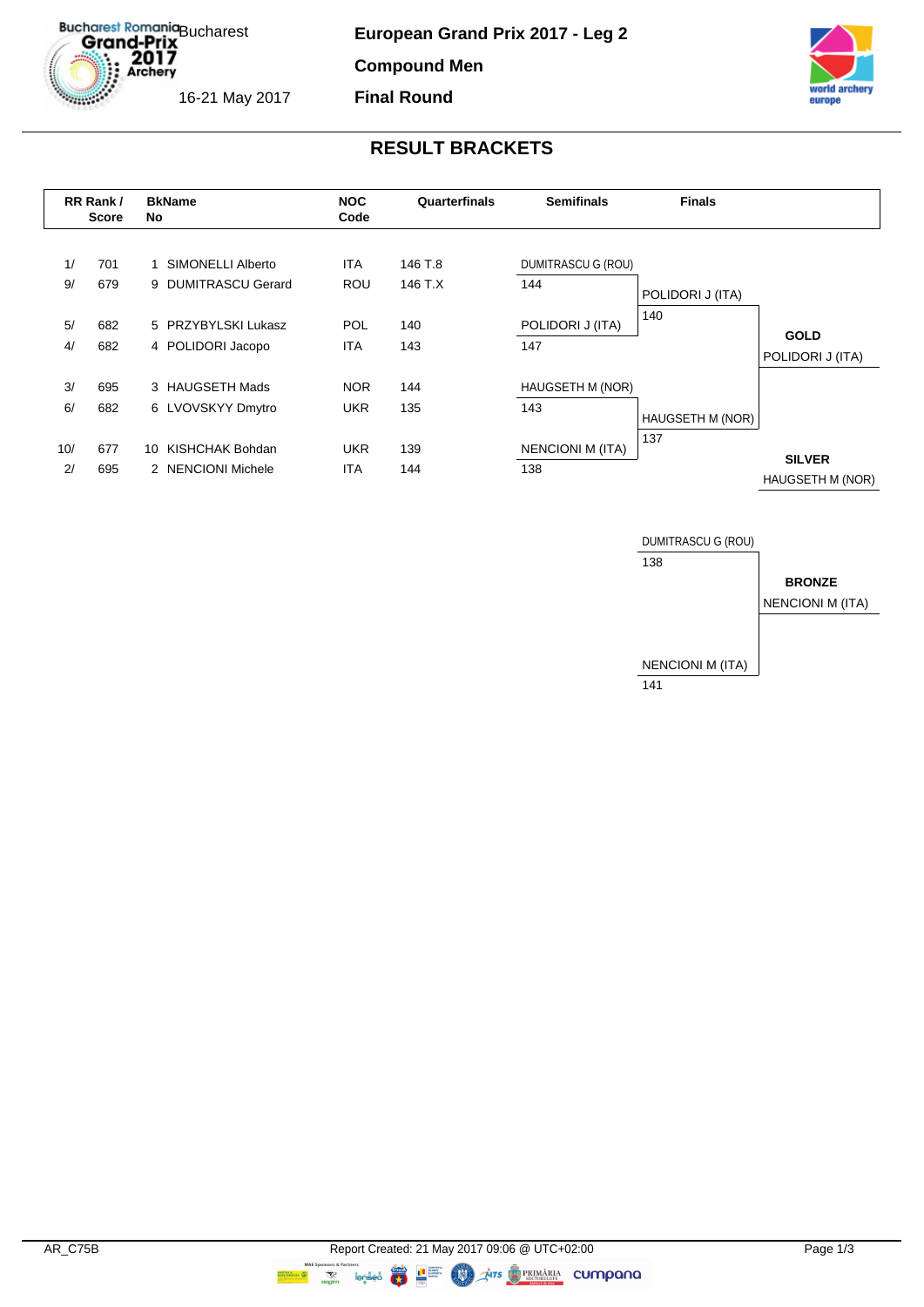Bucharest Romania Grand-Prix 2017 Archery

Bucharest

16-21 May 2017

**European Grand Prix 2017 - Leg 2**

**Compound Men**

**Final Round**

## RESULT BRACKETS

| RR Rank / Score | | BkName No | | NOC Code | Quarterfinals | Semifinals | Finals | |
|---|---|---|---|---|---|---|---|---|
| 1/ | 701 | 1 | SIMONELLI Alberto | ITA | 146 T.8 | DUMITRASCU G (ROU) | | |
| 9/ | 679 | 9 | DUMITRASCU Gerard | ROU | 146 T.X | 144 | POLIDORI J (ITA) | |
| 5/ | 682 | 5 | PRZYBYLSKI Lukasz | POL | 140 | POLIDORI J (ITA) | 140 | **GOLD** |
| 4/ | 682 | 4 | POLIDORI Jacopo | ITA | 143 | 147 | | POLIDORI J (ITA) |
| 3/ | 695 | 3 | HAUGSETH Mads | NOR | 144 | HAUGSETH M (NOR) | | |
| 6/ | 682 | 6 | LVOVSKYY Dmytro | UKR | 135 | 143 | HAUGSETH M (NOR) | |
| 10/ | 677 | 10 | KISHCHAK Bohdan | UKR | 139 | NENCIONI M (ITA) | 137 | **SILVER** |
| 2/ | 695 | 2 | NENCIONI Michele | ITA | 144 | 138 | | HAUGSETH M (NOR) |

**Bronze Match**

| Finals | |
|---|---|
| DUMITRASCU G (ROU) 138 | |
| | **BRONZE** |
| | NENCIONI M (ITA) |
| NENCIONI M (ITA) 141 | |

AR_C75B

Report Created: 21 May 2017 09:06 @ UTC+02:00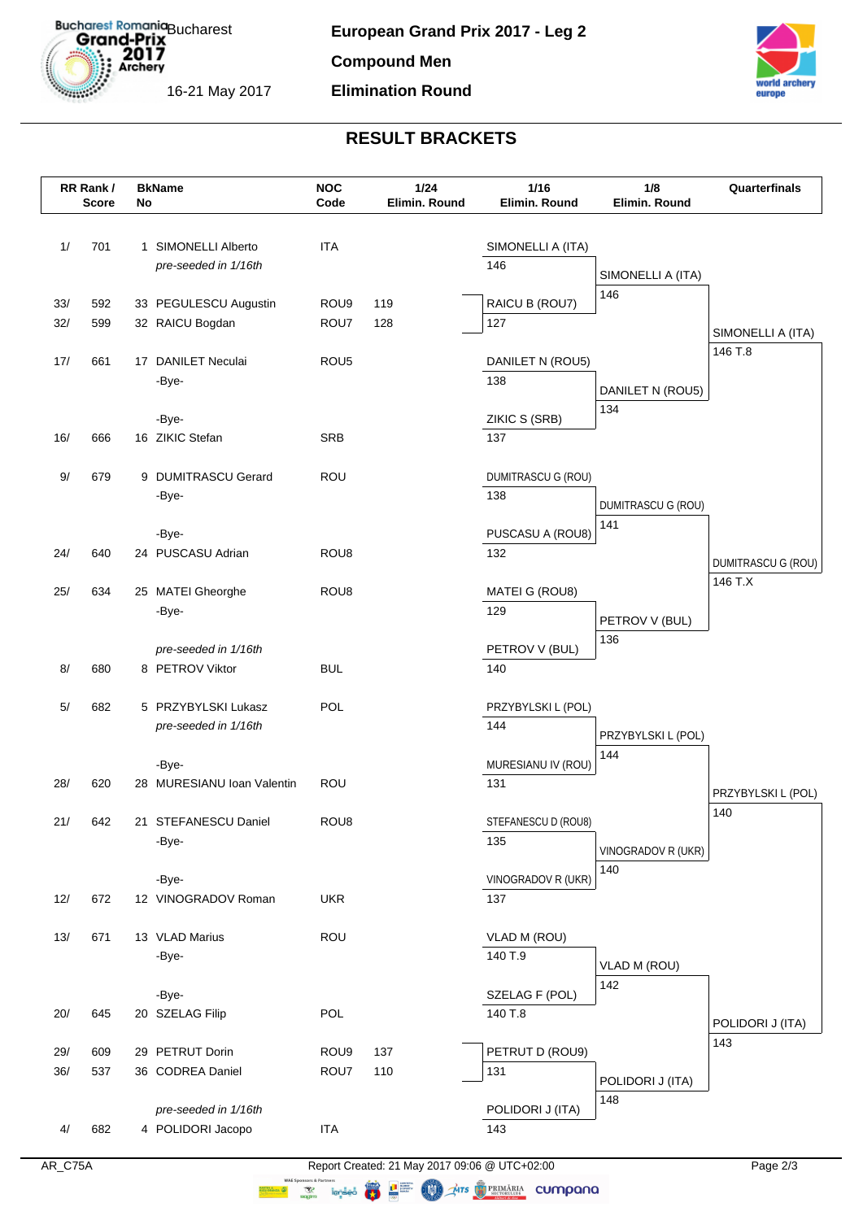# European Grand Prix 2017 - Leg 2

**Bucharest**

16-21 May 2017

**Compound Men**

**Elimination Round**

## RESULT BRACKETS

| RR Rank / Score | | BkName No | | NOC Code | 1/24 Elimin. Round | 1/16 Elimin. Round | 1/8 Elimin. Round | Quarterfinals |
|---|---|---|---|---|---|---|---|---|
| 1/ | 701 | 1 | SIMONELLI Alberto | ITA | | SIMONELLI A (ITA) | | |
| | | | *pre-seeded in 1/16th* | | | 146 | SIMONELLI A (ITA) | |
| 33/ | 592 | 33 | PEGULESCU Augustin | ROU9 | 119 | RAICU B (ROU7) | 146 | |
| 32/ | 599 | 32 | RAICU Bogdan | ROU7 | 128 | 127 | | SIMONELLI A (ITA) |
| 17/ | 661 | 17 | DANILET Neculai | ROU5 | | DANILET N (ROU5) | | 146 T.8 |
| | | | -Bye- | | | 138 | DANILET N (ROU5) | |
| | | | -Bye- | | | ZIKIC S (SRB) | 134 | |
| 16/ | 666 | 16 | ZIKIC Stefan | SRB | | 137 | | |
| 9/ | 679 | 9 | DUMITRASCU Gerard | ROU | | DUMITRASCU G (ROU) | | |
| | | | -Bye- | | | 138 | DUMITRASCU G (ROU) | |
| | | | -Bye- | | | PUSCASU A (ROU8) | 141 | |
| 24/ | 640 | 24 | PUSCASU Adrian | ROU8 | | 132 | | DUMITRASCU G (ROU) |
| 25/ | 634 | 25 | MATEI Gheorghe | ROU8 | | MATEI G (ROU8) | | 146 T.X |
| | | | -Bye- | | | 129 | PETROV V (BUL) | |
| | | | *pre-seeded in 1/16th* | | | PETROV V (BUL) | 136 | |
| 8/ | 680 | 8 | PETROV Viktor | BUL | | 140 | | |
| 5/ | 682 | 5 | PRZYBYLSKI Lukasz | POL | | PRZYBYLSKI L (POL) | | |
| | | | *pre-seeded in 1/16th* | | | 144 | PRZYBYLSKI L (POL) | |
| | | | -Bye- | | | MURESIANU IV (ROU) | 144 | |
| 28/ | 620 | 28 | MURESIANU Ioan Valentin | ROU | | 131 | | PRZYBYLSKI L (POL) |
| 21/ | 642 | 21 | STEFANESCU Daniel | ROU8 | | STEFANESCU D (ROU8) | | 140 |
| | | | -Bye- | | | 135 | VINOGRADOV R (UKR) | |
| | | | -Bye- | | | VINOGRADOV R (UKR) | 140 | |
| 12/ | 672 | 12 | VINOGRADOV Roman | UKR | | 137 | | |
| 13/ | 671 | 13 | VLAD Marius | ROU | | VLAD M (ROU) | | |
| | | | -Bye- | | | 140 T.9 | VLAD M (ROU) | |
| | | | -Bye- | | | SZELAG F (POL) | 142 | |
| 20/ | 645 | 20 | SZELAG Filip | POL | | 140 T.8 | | POLIDORI J (ITA) |
| 29/ | 609 | 29 | PETRUT Dorin | ROU9 | 137 | PETRUT D (ROU9) | | 143 |
| 36/ | 537 | 36 | CODREA Daniel | ROU7 | 110 | 131 | POLIDORI J (ITA) | |
| | | | *pre-seeded in 1/16th* | | | POLIDORI J (ITA) | 148 | |
| 4/ | 682 | 4 | POLIDORI Jacopo | ITA | | 143 | | |

AR_C75A

Report Created: 21 May 2017 09:06 @ UTC+02:00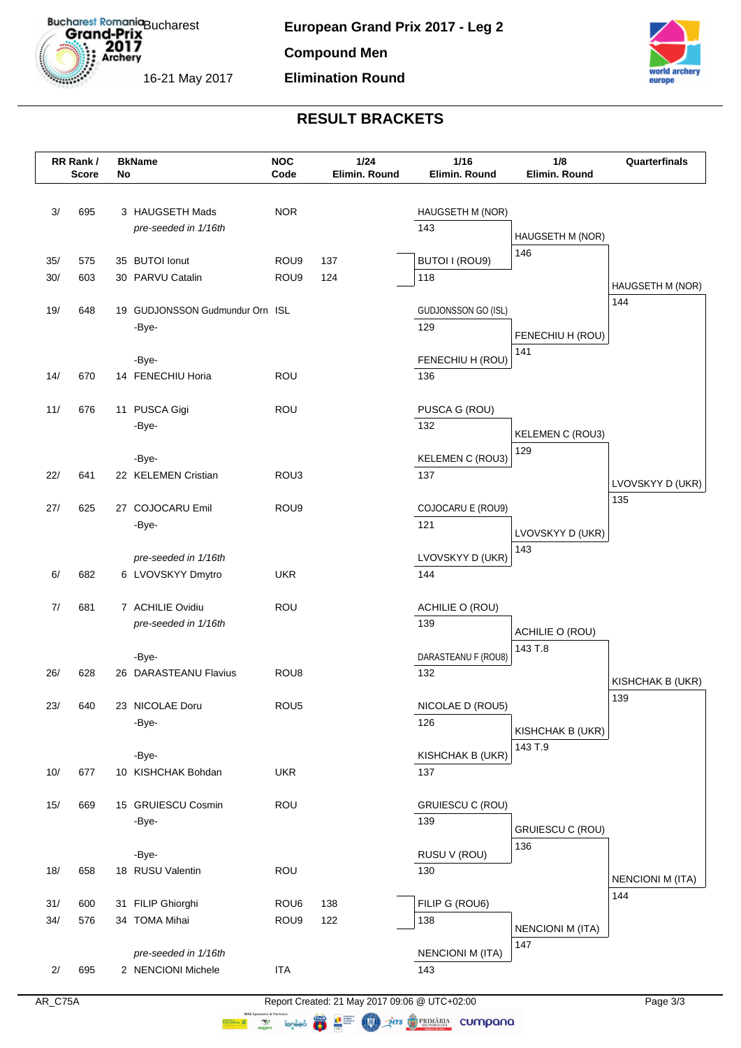Bucharest Romania Grand-Prix 2017 Archery Bucharest

16-21 May 2017

# European Grand Prix 2017 - Leg 2

## Compound Men

## Elimination Round

## RESULT BRACKETS

| RR Rank / Score | | BkName No | | NOC Code | 1/24 Elimin. Round | 1/16 Elimin. Round | 1/8 Elimin. Round | Quarterfinals |
|---|---|---|---|---|---|---|---|---|
| 3/ | 695 | 3 | HAUGSETH Mads | NOR | | HAUGSETH M (NOR) | | |
| | | | *pre-seeded in 1/16th* | | | 143 | HAUGSETH M (NOR) | |
| | | | | | | | 146 | |
| 35/ | 575 | 35 | BUTOI Ionut | ROU9 | 137 | BUTOI I (ROU9) | | |
| 30/ | 603 | 30 | PARVU Catalin | ROU9 | 124 | 118 | | HAUGSETH M (NOR) |
| | | | | | | | | 144 |
| 19/ | 648 | 19 | GUDJONSSON Gudmundur Orn | ISL | | GUDJONSSON GO (ISL) | | |
| | | | -Bye- | | | 129 | FENECHIU H (ROU) | |
| | | | | | | | 141 | |
| | | | -Bye- | | | FENECHIU H (ROU) | | |
| 14/ | 670 | 14 | FENECHIU Horia | ROU | | 136 | | |
| 11/ | 676 | 11 | PUSCA Gigi | ROU | | PUSCA G (ROU) | | |
| | | | -Bye- | | | 132 | KELEMEN C (ROU3) | |
| | | | | | | | 129 | |
| | | | -Bye- | | | KELEMEN C (ROU3) | | |
| 22/ | 641 | 22 | KELEMEN Cristian | ROU3 | | 137 | | LVOVSKYY D (UKR) |
| | | | | | | | | 135 |
| 27/ | 625 | 27 | COJOCARU Emil | ROU9 | | COJOCARU E (ROU9) | | |
| | | | -Bye- | | | 121 | LVOVSKYY D (UKR) | |
| | | | | | | | 143 | |
| | | | *pre-seeded in 1/16th* | | | LVOVSKYY D (UKR) | | |
| 6/ | 682 | 6 | LVOVSKYY Dmytro | UKR | | 144 | | |
| 7/ | 681 | 7 | ACHILIE Ovidiu | ROU | | ACHILIE O (ROU) | | |
| | | | *pre-seeded in 1/16th* | | | 139 | ACHILIE O (ROU) | |
| | | | | | | | 143 T.8 | |
| | | | -Bye- | | | DARASTEANU F (ROU8) | | |
| 26/ | 628 | 26 | DARASTEANU Flavius | ROU8 | | 132 | | KISHCHAK B (UKR) |
| | | | | | | | | 139 |
| 23/ | 640 | 23 | NICOLAE Doru | ROU5 | | NICOLAE D (ROU5) | | |
| | | | -Bye- | | | 126 | KISHCHAK B (UKR) | |
| | | | | | | | 143 T.9 | |
| | | | -Bye- | | | KISHCHAK B (UKR) | | |
| 10/ | 677 | 10 | KISHCHAK Bohdan | UKR | | 137 | | |
| 15/ | 669 | 15 | GRUIESCU Cosmin | ROU | | GRUIESCU C (ROU) | | |
| | | | -Bye- | | | 139 | GRUIESCU C (ROU) | |
| | | | | | | | 136 | |
| | | | -Bye- | | | RUSU V (ROU) | | |
| 18/ | 658 | 18 | RUSU Valentin | ROU | | 130 | | NENCIONI M (ITA) |
| | | | | | | | | 144 |
| 31/ | 600 | 31 | FILIP Ghiorghi | ROU6 | 138 | FILIP G (ROU6) | | |
| 34/ | 576 | 34 | TOMA Mihai | ROU9 | 122 | 138 | NENCIONI M (ITA) | |
| | | | | | | | 147 | |
| | | | *pre-seeded in 1/16th* | | | NENCIONI M (ITA) | | |
| 2/ | 695 | 2 | NENCIONI Michele | ITA | | 143 | | |

AR_C75A Report Created: 21 May 2017 09:06 @ UTC+02:00